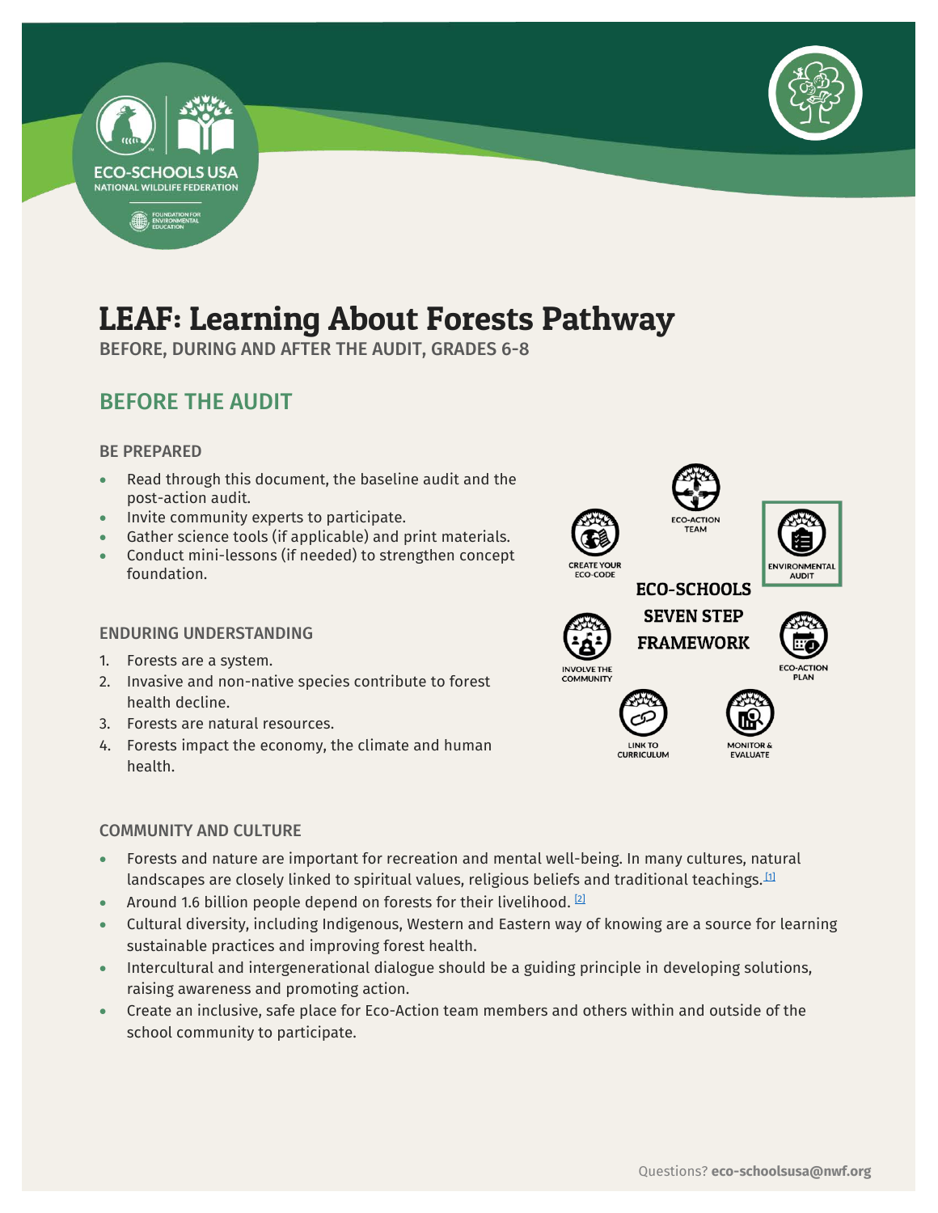# LEAF: Learning About Forests Pathway

BEFORE, DURING AND AFTER THE AUDIT, GRADES 6-8

## BEFORE THE AUDIT

### BE PREPARED

- Read through this document, the baseline audit and the post-action audit.
- Invite community experts to participate.
- Gather science tools (if applicable) and print materials.
- Conduct mini-lessons (if needed) to strengthen concept foundation.

ECO-SCHOOLS SEVEN STEP FRAMEWORK: Eco-Action Team; Environmental Audit; Eco-Action Plan; Monitor & Evaluate; Link to Curriculum; Involve the Community; Create Your Eco-Code

### ENDURING UNDERSTANDING

1. Forests are a system.
2. Invasive and non-native species contribute to forest health decline.
3. Forests are natural resources.
4. Forests impact the economy, the climate and human health.

### COMMUNITY AND CULTURE

- Forests and nature are important for recreation and mental well-being. In many cultures, natural landscapes are closely linked to spiritual values, religious beliefs and traditional teachings.[1]
- Around 1.6 billion people depend on forests for their livelihood. [2]
- Cultural diversity, including Indigenous, Western and Eastern way of knowing are a source for learning sustainable practices and improving forest health.
- Intercultural and intergenerational dialogue should be a guiding principle in developing solutions, raising awareness and promoting action.
- Create an inclusive, safe place for Eco-Action team members and others within and outside of the school community to participate.

Questions? **eco-schoolsusa@nwf.org**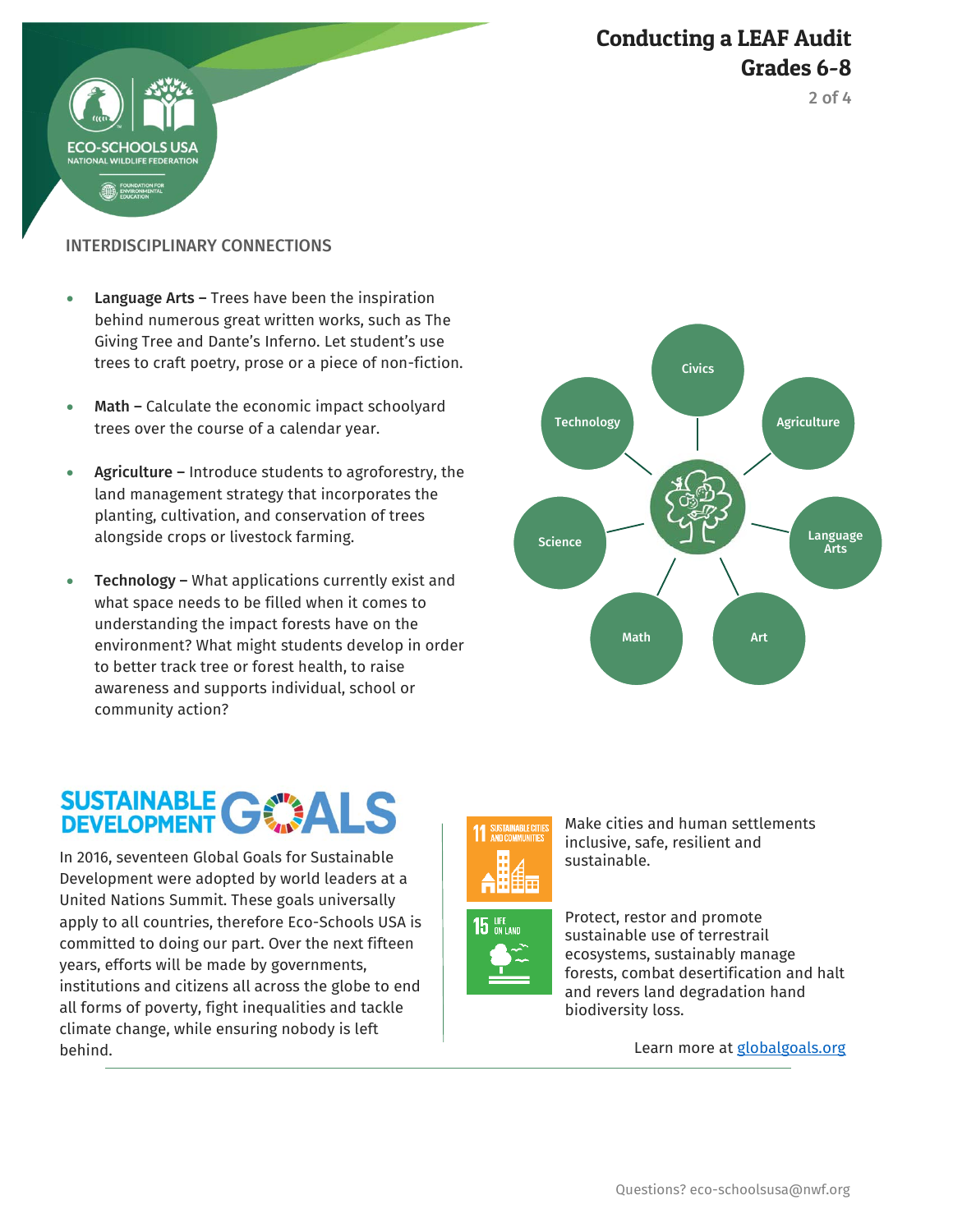## INTERDISCIPLINARY CONNECTIONS

- **Language Arts –** Trees have been the inspiration behind numerous great written works, such as The Giving Tree and Dante's Inferno. Let student's use trees to craft poetry, prose or a piece of non-fiction.
- **Math –** Calculate the economic impact schoolyard trees over the course of a calendar year.
- **Agriculture –** Introduce students to agroforestry, the land management strategy that incorporates the planting, cultivation, and conservation of trees alongside crops or livestock farming.
- **Technology –** What applications currently exist and what space needs to be filled when it comes to understanding the impact forests have on the environment? What might students develop in order to better track tree or forest health, to raise awareness and supports individual, school or community action?

Civics · Agriculture · Language Arts · Art · Math · Science · Technology

## SUSTAINABLE DEVELOPMENT GOALS

In 2016, seventeen Global Goals for Sustainable Development were adopted by world leaders at a United Nations Summit. These goals universally apply to all countries, therefore Eco-Schools USA is committed to doing our part. Over the next fifteen years, efforts will be made by governments, institutions and citizens all across the globe to end all forms of poverty, fight inequalities and tackle climate change, while ensuring nobody is left behind.

**11 SUSTAINABLE CITIES AND COMMUNITIES** – Make cities and human settlements inclusive, safe, resilient and sustainable.

**15 LIFE ON LAND** – Protect, restor and promote sustainable use of terrestrail ecosystems, sustainably manage forests, combat desertification and halt and revers land degradation hand biodiversity loss.

Learn more at [globalgoals.org](globalgoals.org)

Questions? eco-schoolsusa@nwf.org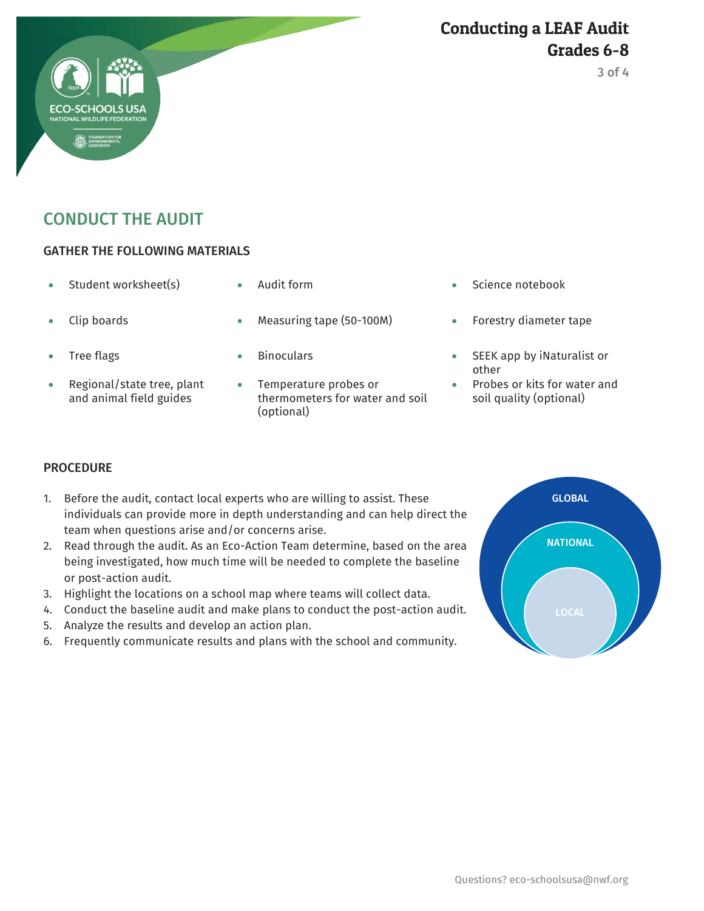## CONDUCT THE AUDIT

### GATHER THE FOLLOWING MATERIALS

- Student worksheet(s)
- Audit form
- Science notebook
- Clip boards
- Measuring tape (50-100M)
- Forestry diameter tape
- Tree flags
- Binoculars
- SEEK app by iNaturalist or other
- Regional/state tree, plant and animal field guides
- Temperature probes or thermometers for water and soil (optional)
- Probes or kits for water and soil quality (optional)

### PROCEDURE

1. Before the audit, contact local experts who are willing to assist. These individuals can provide more in depth understanding and can help direct the team when questions arise and/or concerns arise.
2. Read through the audit. As an Eco-Action Team determine, based on the area being investigated, how much time will be needed to complete the baseline or post-action audit.
3. Highlight the locations on a school map where teams will collect data.
4. Conduct the baseline audit and make plans to conduct the post-action audit.
5. Analyze the results and develop an action plan.
6. Frequently communicate results and plans with the school and community.

GLOBAL

NATIONAL

LOCAL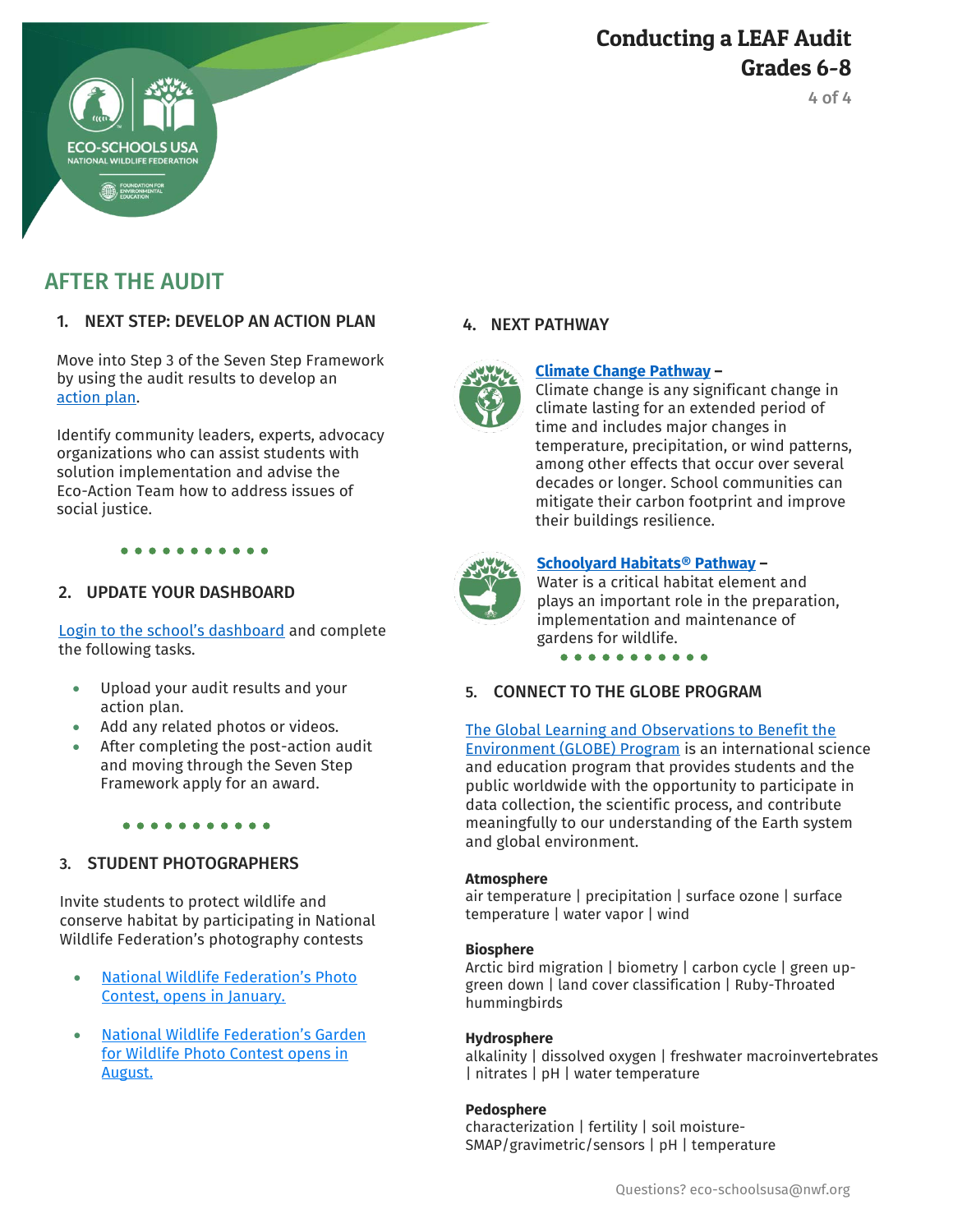# Conducting a LEAF Audit Grades 6-8

## AFTER THE AUDIT

### 1. NEXT STEP: DEVELOP AN ACTION PLAN

Move into Step 3 of the Seven Step Framework by using the audit results to develop an action plan.

Identify community leaders, experts, advocacy organizations who can assist students with solution implementation and advise the Eco-Action Team how to address issues of social justice.

### 2. UPDATE YOUR DASHBOARD

Login to the school's dashboard and complete the following tasks.

- Upload your audit results and your action plan.
- Add any related photos or videos.
- After completing the post-action audit and moving through the Seven Step Framework apply for an award.

### 3. STUDENT PHOTOGRAPHERS

Invite students to protect wildlife and conserve habitat by participating in National Wildlife Federation's photography contests

- National Wildlife Federation's Photo Contest, opens in January.
- National Wildlife Federation's Garden for Wildlife Photo Contest opens in August.

### 4. NEXT PATHWAY

**Climate Change Pathway** – Climate change is any significant change in climate lasting for an extended period of time and includes major changes in temperature, precipitation, or wind patterns, among other effects that occur over several decades or longer. School communities can mitigate their carbon footprint and improve their buildings resilience.

**Schoolyard Habitats® Pathway** – Water is a critical habitat element and plays an important role in the preparation, implementation and maintenance of gardens for wildlife.

### 5. CONNECT TO THE GLOBE PROGRAM

The Global Learning and Observations to Benefit the Environment (GLOBE) Program is an international science and education program that provides students and the public worldwide with the opportunity to participate in data collection, the scientific process, and contribute meaningfully to our understanding of the Earth system and global environment.

**Atmosphere**
air temperature | precipitation | surface ozone | surface temperature | water vapor | wind

**Biosphere**
Arctic bird migration | biometry | carbon cycle | green up-green down | land cover classification | Ruby-Throated hummingbirds

**Hydrosphere**
alkalinity | dissolved oxygen | freshwater macroinvertebrates | nitrates | pH | water temperature

**Pedosphere**
characterization | fertility | soil moisture-SMAP/gravimetric/sensors | pH | temperature

Questions? eco-schoolsusa@nwf.org